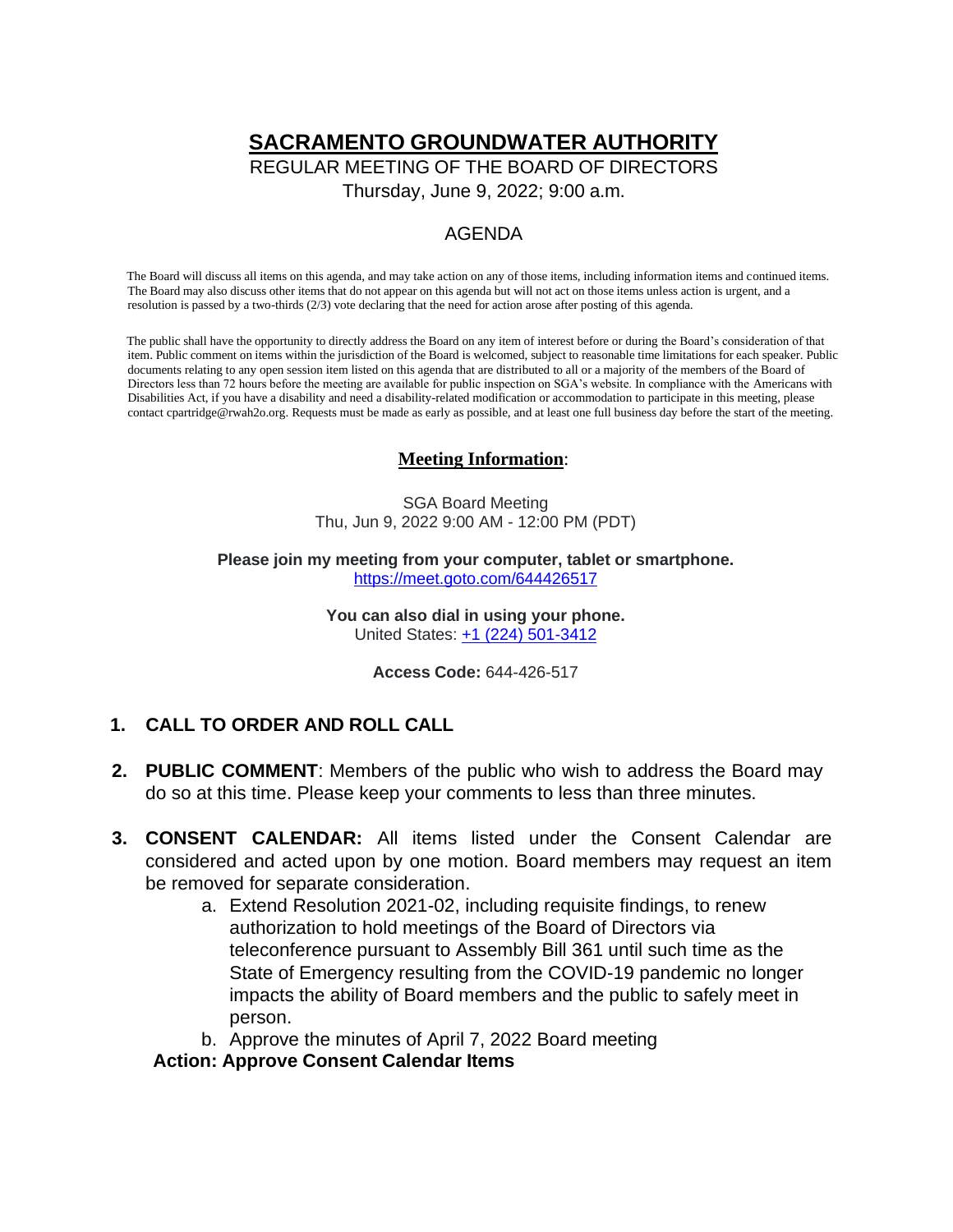# SACRAMENTO GROUNDWATER AUTHORITY

REGULAR MEETING OF THE BOARD OF DIRECTORS

Thursday, June 9, 2022; 9:00 a.m.

## AGENDA

The Board will discuss all items on this agenda, and may take action on any of those items, including information items and continued items. The Board may also discuss other items that do not appear on this agenda but will not act on those items unless action is urgent, and a resolution is passed by a two-thirds (2/3) vote declaring that the need for action arose after posting of this agenda.

The public shall have the opportunity to directly address the Board on any item of interest before or during the Board's consideration of that item. Public comment on items within the jurisdiction of the Board is welcomed, subject to reasonable time limitations for each speaker. Public documents relating to any open session item listed on this agenda that are distributed to all or a majority of the members of the Board of Directors less than 72 hours before the meeting are available for public inspection on SGA's website. In compliance with the Americans with Disabilities Act, if you have a disability and need a disability-related modification or accommodation to participate in this meeting, please contact cpartridge@rwah2o.org. Requests must be made as early as possible, and at least one full business day before the start of the meeting.

**Meeting Information**:

SGA Board Meeting
Thu, Jun 9, 2022 9:00 AM - 12:00 PM (PDT)

**Please join my meeting from your computer, tablet or smartphone.**
https://meet.goto.com/644426517

**You can also dial in using your phone.**
United States: +1 (224) 501-3412

**Access Code:** 644-426-517

1. **CALL TO ORDER AND ROLL CALL**

2. **PUBLIC COMMENT**: Members of the public who wish to address the Board may do so at this time. Please keep your comments to less than three minutes.

3. **CONSENT CALENDAR:** All items listed under the Consent Calendar are considered and acted upon by one motion. Board members may request an item be removed for separate consideration.
   a. Extend Resolution 2021-02, including requisite findings, to renew authorization to hold meetings of the Board of Directors via teleconference pursuant to Assembly Bill 361 until such time as the State of Emergency resulting from the COVID-19 pandemic no longer impacts the ability of Board members and the public to safely meet in person.
   b. Approve the minutes of April 7, 2022 Board meeting

   **Action: Approve Consent Calendar Items**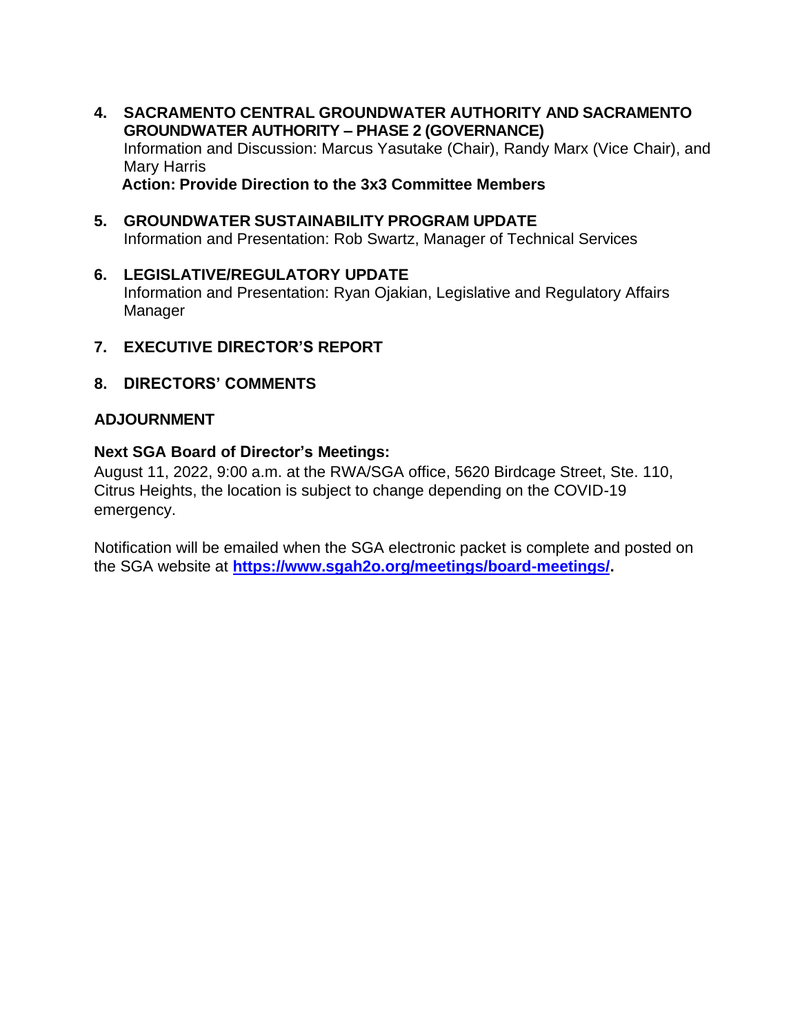**4. SACRAMENTO CENTRAL GROUNDWATER AUTHORITY AND SACRAMENTO GROUNDWATER AUTHORITY – PHASE 2 (GOVERNANCE)**
Information and Discussion: Marcus Yasutake (Chair), Randy Marx (Vice Chair), and Mary Harris
**Action: Provide Direction to the 3x3 Committee Members**

**5. GROUNDWATER SUSTAINABILITY PROGRAM UPDATE**
Information and Presentation: Rob Swartz, Manager of Technical Services

**6. LEGISLATIVE/REGULATORY UPDATE**
Information and Presentation: Ryan Ojakian, Legislative and Regulatory Affairs Manager

**7. EXECUTIVE DIRECTOR'S REPORT**

**8. DIRECTORS' COMMENTS**

**ADJOURNMENT**

**Next SGA Board of Director's Meetings:**
August 11, 2022, 9:00 a.m. at the RWA/SGA office, 5620 Birdcage Street, Ste. 110, Citrus Heights, the location is subject to change depending on the COVID-19 emergency.

Notification will be emailed when the SGA electronic packet is complete and posted on the SGA website at **https://www.sgah2o.org/meetings/board-meetings/.**